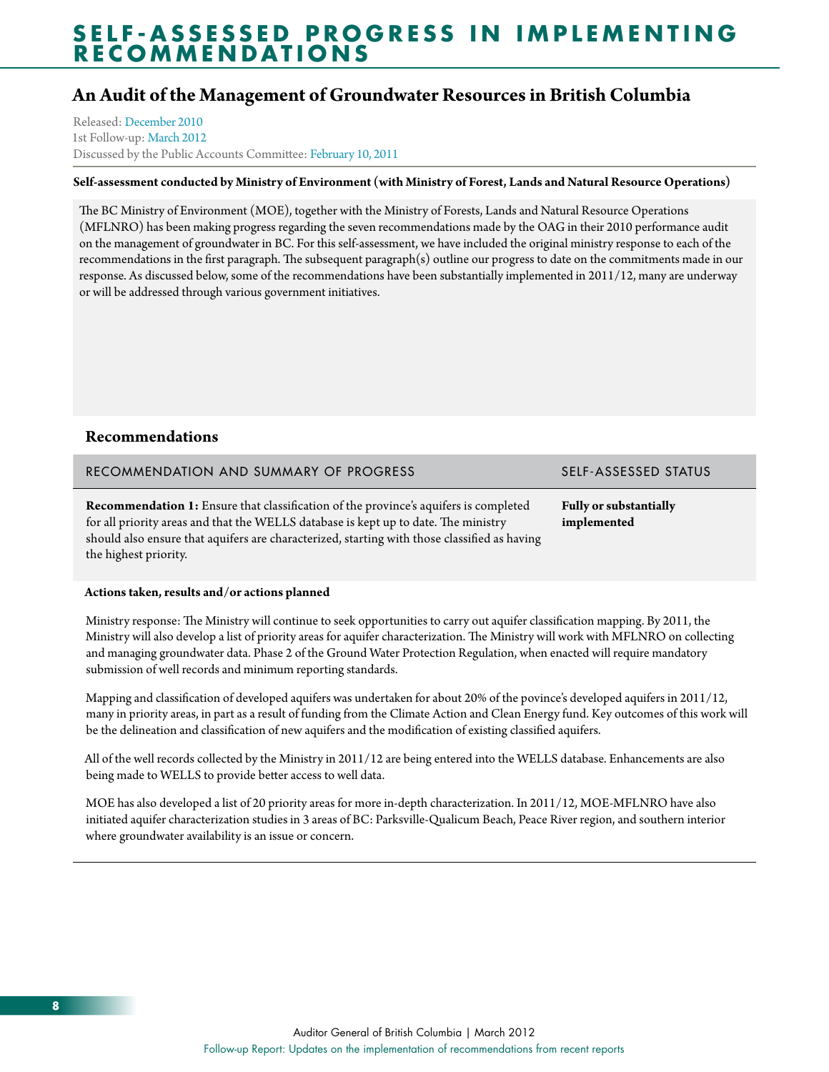# SELF-ASSESSED PROGRESS IN IMPLEMENTING RECOMMENDATIONS

## An Audit of the Management of Groundwater Resources in British Columbia

Released: December 2010
1st Follow-up: March 2012
Discussed by the Public Accounts Committee: February 10, 2011

**Self-assessment conducted by Ministry of Environment (with Ministry of Forest, Lands and Natural Resource Operations)**

The BC Ministry of Environment (MOE), together with the Ministry of Forests, Lands and Natural Resource Operations (MFLNRO) has been making progress regarding the seven recommendations made by the OAG in their 2010 performance audit on the management of groundwater in BC. For this self-assessment, we have included the original ministry response to each of the recommendations in the first paragraph. The subsequent paragraph(s) outline our progress to date on the commitments made in our response. As discussed below, some of the recommendations have been substantially implemented in 2011/12, many are underway or will be addressed through various government initiatives.

### Recommendations

| RECOMMENDATION AND SUMMARY OF PROGRESS | SELF-ASSESSED STATUS |
| --- | --- |
| **Recommendation 1:** Ensure that classification of the province's aquifers is completed for all priority areas and that the WELLS database is kept up to date. The ministry should also ensure that aquifers are characterized, starting with those classified as having the highest priority. | **Fully or substantially implemented** |

**Actions taken, results and/or actions planned**

Ministry response: The Ministry will continue to seek opportunities to carry out aquifer classification mapping. By 2011, the Ministry will also develop a list of priority areas for aquifer characterization. The Ministry will work with MFLNRO on collecting and managing groundwater data. Phase 2 of the Ground Water Protection Regulation, when enacted will require mandatory submission of well records and minimum reporting standards.

Mapping and classification of developed aquifers was undertaken for about 20% of the povince's developed aquifers in 2011/12, many in priority areas, in part as a result of funding from the Climate Action and Clean Energy fund. Key outcomes of this work will be the delineation and classification of new aquifers and the modification of existing classified aquifers.

All of the well records collected by the Ministry in 2011/12 are being entered into the WELLS database. Enhancements are also being made to WELLS to provide better access to well data.

MOE has also developed a list of 20 priority areas for more in-depth characterization. In 2011/12, MOE-MFLNRO have also initiated aquifer characterization studies in 3 areas of BC: Parksville-Qualicum Beach, Peace River region, and southern interior where groundwater availability is an issue or concern.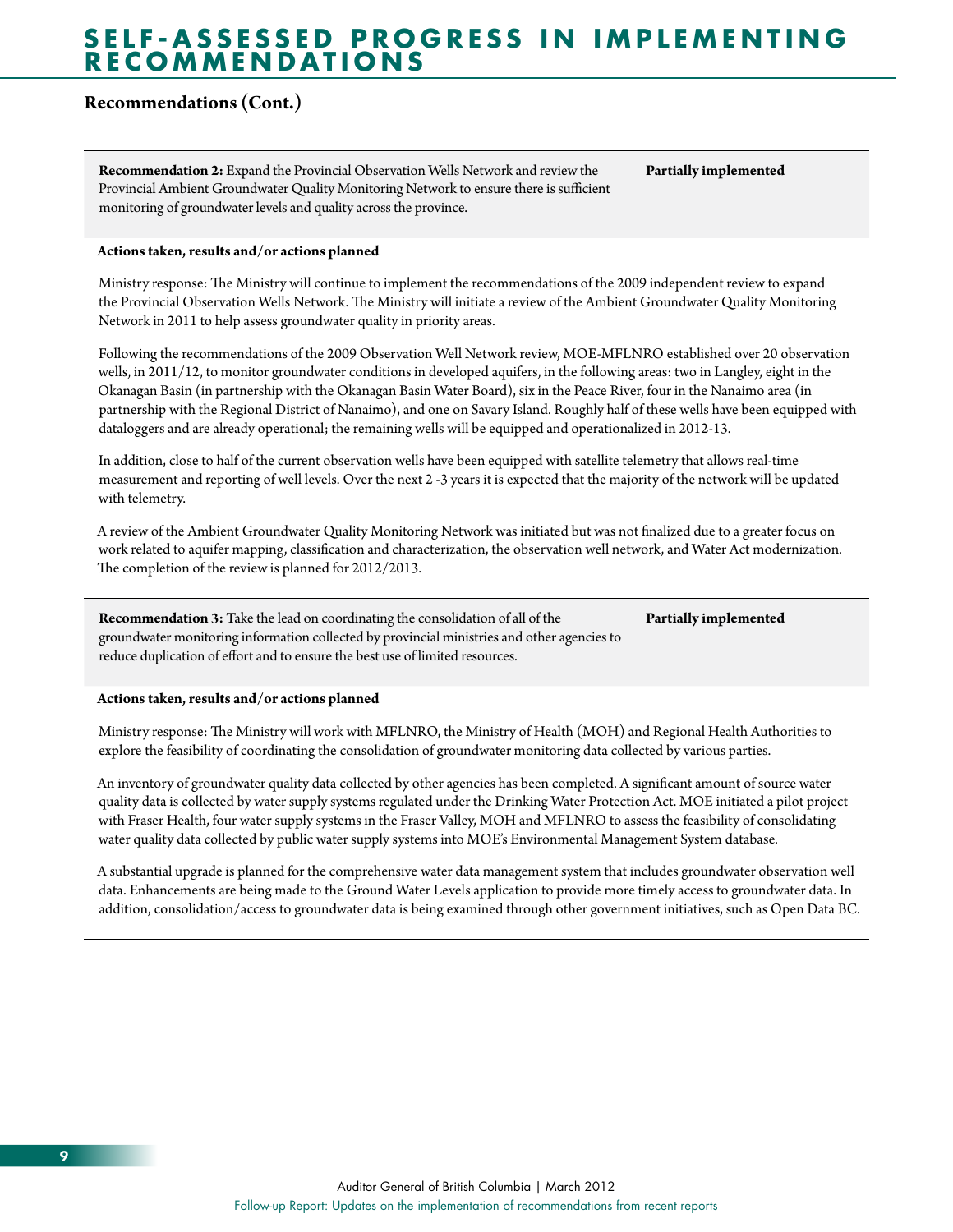## Recommendations (Cont.)

| | |
|---|---|
| **Recommendation 2:** Expand the Provincial Observation Wells Network and review the Provincial Ambient Groundwater Quality Monitoring Network to ensure there is sufficient monitoring of groundwater levels and quality across the province. | **Partially implemented** |

**Actions taken, results and/or actions planned**

Ministry response: The Ministry will continue to implement the recommendations of the 2009 independent review to expand the Provincial Observation Wells Network. The Ministry will initiate a review of the Ambient Groundwater Quality Monitoring Network in 2011 to help assess groundwater quality in priority areas.

Following the recommendations of the 2009 Observation Well Network review, MOE-MFLNRO established over 20 observation wells, in 2011/12, to monitor groundwater conditions in developed aquifers, in the following areas: two in Langley, eight in the Okanagan Basin (in partnership with the Okanagan Basin Water Board), six in the Peace River, four in the Nanaimo area (in partnership with the Regional District of Nanaimo), and one on Savary Island. Roughly half of these wells have been equipped with dataloggers and are already operational; the remaining wells will be equipped and operationalized in 2012-13.

In addition, close to half of the current observation wells have been equipped with satellite telemetry that allows real-time measurement and reporting of well levels. Over the next 2 -3 years it is expected that the majority of the network will be updated with telemetry.

A review of the Ambient Groundwater Quality Monitoring Network was initiated but was not finalized due to a greater focus on work related to aquifer mapping, classification and characterization, the observation well network, and Water Act modernization. The completion of the review is planned for 2012/2013.

| | |
|---|---|
| **Recommendation 3:** Take the lead on coordinating the consolidation of all of the groundwater monitoring information collected by provincial ministries and other agencies to reduce duplication of effort and to ensure the best use of limited resources. | **Partially implemented** |

**Actions taken, results and/or actions planned**

Ministry response: The Ministry will work with MFLNRO, the Ministry of Health (MOH) and Regional Health Authorities to explore the feasibility of coordinating the consolidation of groundwater monitoring data collected by various parties.

An inventory of groundwater quality data collected by other agencies has been completed. A significant amount of source water quality data is collected by water supply systems regulated under the Drinking Water Protection Act. MOE initiated a pilot project with Fraser Health, four water supply systems in the Fraser Valley, MOH and MFLNRO to assess the feasibility of consolidating water quality data collected by public water supply systems into MOE's Environmental Management System database.

A substantial upgrade is planned for the comprehensive water data management system that includes groundwater observation well data. Enhancements are being made to the Ground Water Levels application to provide more timely access to groundwater data. In addition, consolidation/access to groundwater data is being examined through other government initiatives, such as Open Data BC.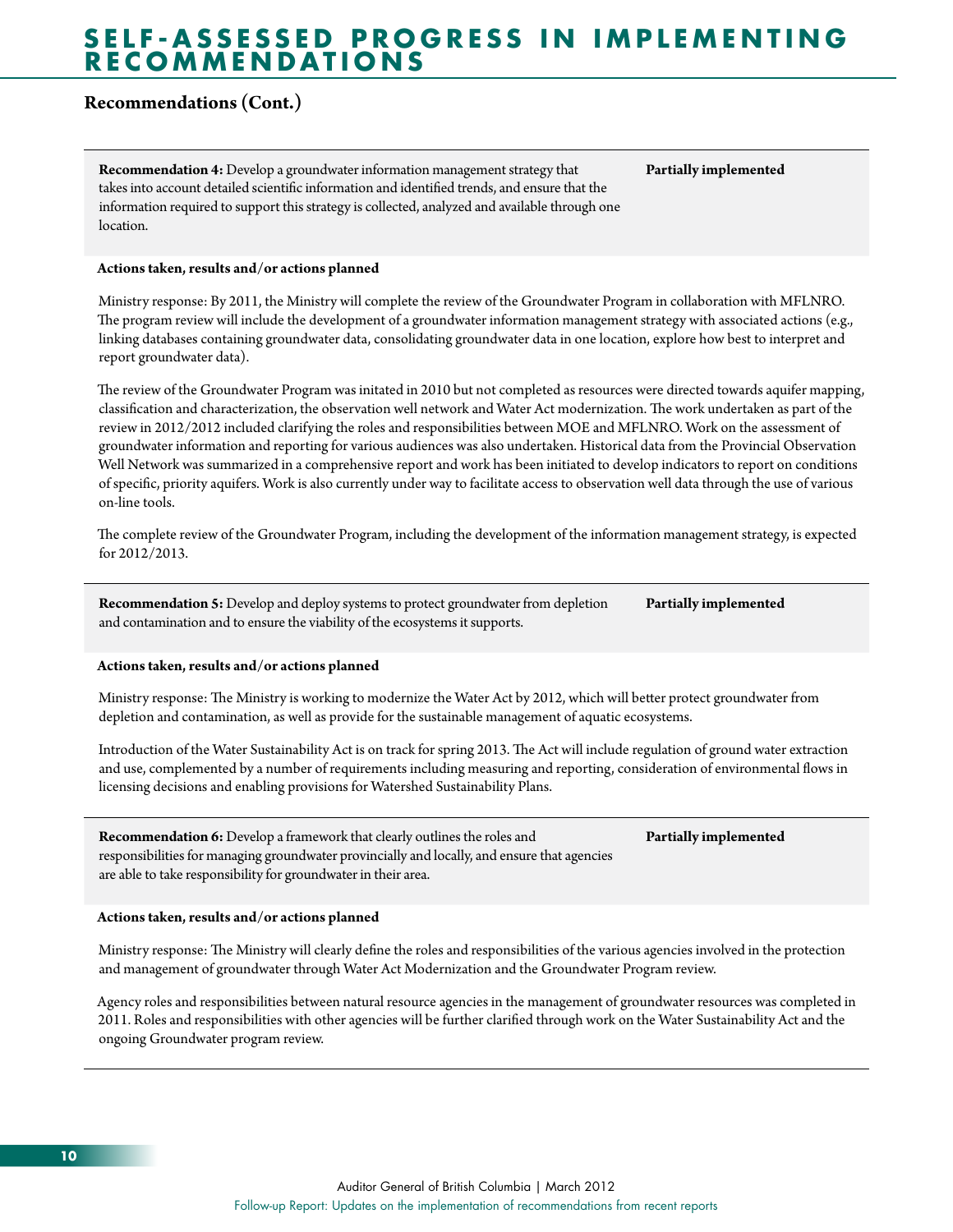# SELF-ASSESSED PROGRESS IN IMPLEMENTING RECOMMENDATIONS

## Recommendations (Cont.)

| **Recommendation 4:** Develop a groundwater information management strategy that takes into account detailed scientific information and identified trends, and ensure that the information required to support this strategy is collected, analyzed and available through one location. | **Partially implemented** |
|---|---|

**Actions taken, results and/or actions planned**

Ministry response: By 2011, the Ministry will complete the review of the Groundwater Program in collaboration with MFLNRO. The program review will include the development of a groundwater information management strategy with associated actions (e.g., linking databases containing groundwater data, consolidating groundwater data in one location, explore how best to interpret and report groundwater data).

The review of the Groundwater Program was initated in 2010 but not completed as resources were directed towards aquifer mapping, classification and characterization, the observation well network and Water Act modernization. The work undertaken as part of the review in 2012/2012 included clarifying the roles and responsibilities between MOE and MFLNRO. Work on the assessment of groundwater information and reporting for various audiences was also undertaken. Historical data from the Provincial Observation Well Network was summarized in a comprehensive report and work has been initiated to develop indicators to report on conditions of specific, priority aquifers. Work is also currently under way to facilitate access to observation well data through the use of various on-line tools.

The complete review of the Groundwater Program, including the development of the information management strategy, is expected for 2012/2013.

| **Recommendation 5:** Develop and deploy systems to protect groundwater from depletion and contamination and to ensure the viability of the ecosystems it supports. | **Partially implemented** |
|---|---|

**Actions taken, results and/or actions planned**

Ministry response: The Ministry is working to modernize the Water Act by 2012, which will better protect groundwater from depletion and contamination, as well as provide for the sustainable management of aquatic ecosystems.

Introduction of the Water Sustainability Act is on track for spring 2013. The Act will include regulation of ground water extraction and use, complemented by a number of requirements including measuring and reporting, consideration of environmental flows in licensing decisions and enabling provisions for Watershed Sustainability Plans.

| **Recommendation 6:** Develop a framework that clearly outlines the roles and responsibilities for managing groundwater provincially and locally, and ensure that agencies are able to take responsibility for groundwater in their area. | **Partially implemented** |
|---|---|

**Actions taken, results and/or actions planned**

Ministry response: The Ministry will clearly define the roles and responsibilities of the various agencies involved in the protection and management of groundwater through Water Act Modernization and the Groundwater Program review.

Agency roles and responsibilities between natural resource agencies in the management of groundwater resources was completed in 2011. Roles and responsibilities with other agencies will be further clarified through work on the Water Sustainability Act and the ongoing Groundwater program review.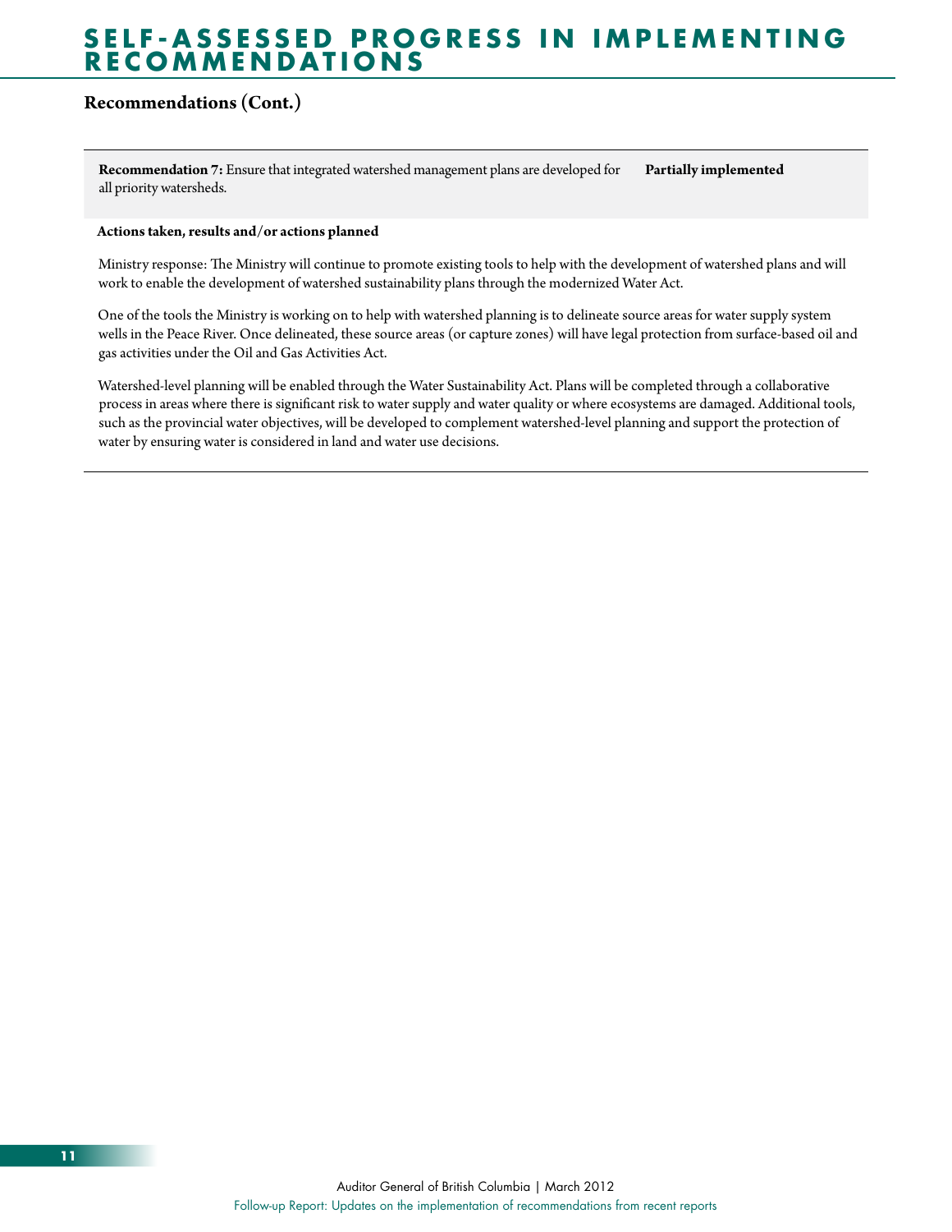# SELF-ASSESSED PROGRESS IN IMPLEMENTING RECOMMENDATIONS

## Recommendations (Cont.)

| | |
|---|---|
| **Recommendation 7:** Ensure that integrated watershed management plans are developed for all priority watersheds. | **Partially implemented** |

**Actions taken, results and/or actions planned**

Ministry response: The Ministry will continue to promote existing tools to help with the development of watershed plans and will work to enable the development of watershed sustainability plans through the modernized Water Act.

One of the tools the Ministry is working on to help with watershed planning is to delineate source areas for water supply system wells in the Peace River. Once delineated, these source areas (or capture zones) will have legal protection from surface-based oil and gas activities under the Oil and Gas Activities Act.

Watershed-level planning will be enabled through the Water Sustainability Act. Plans will be completed through a collaborative process in areas where there is significant risk to water supply and water quality or where ecosystems are damaged. Additional tools, such as the provincial water objectives, will be developed to complement watershed-level planning and support the protection of water by ensuring water is considered in land and water use decisions.